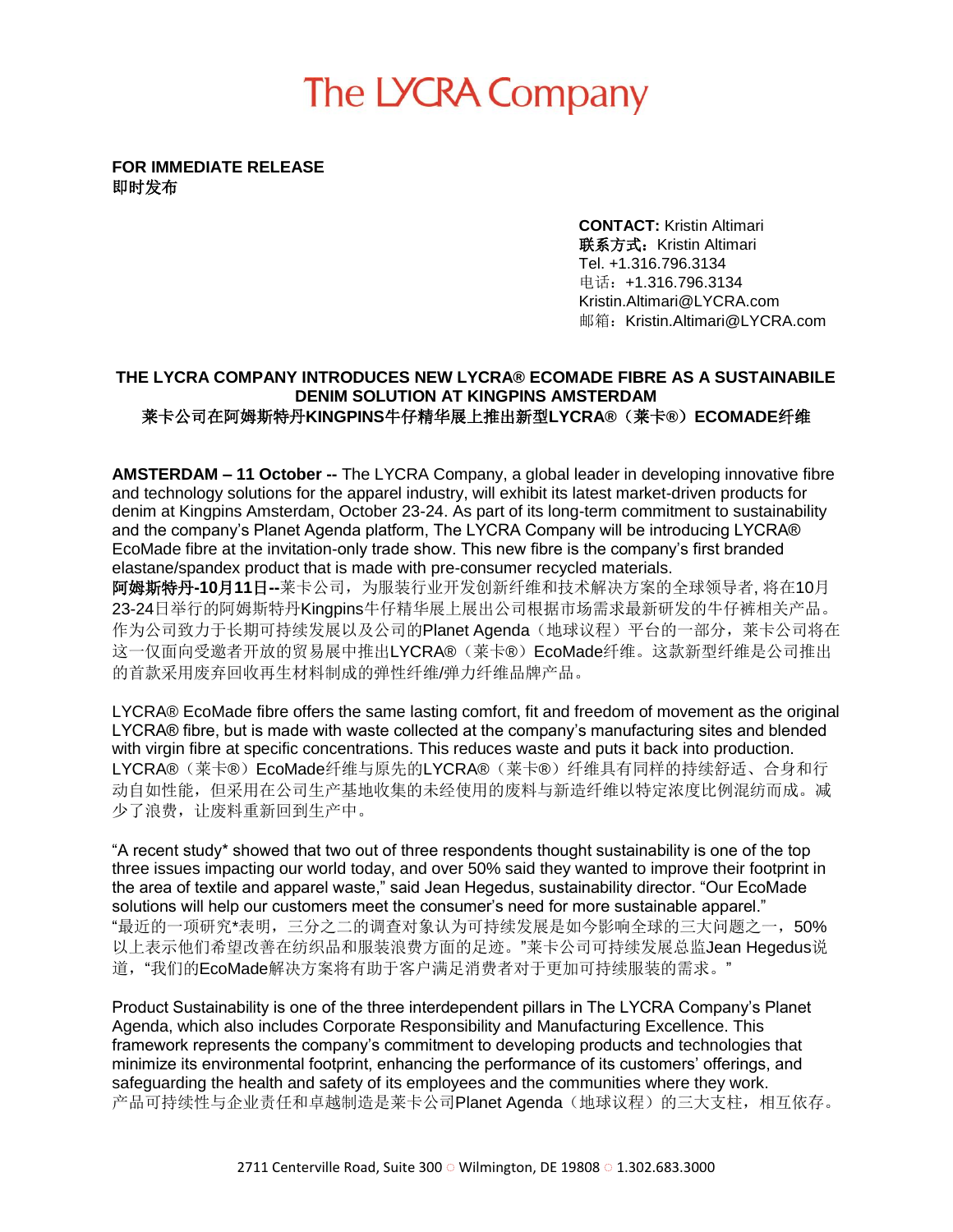# The LYCRA Company

**FOR IMMEDIATE RELEASE**
**即时发布**

**CONTACT:** Kristin Altimari
**联系方式：**Kristin Altimari
Tel. +1.316.796.3134
电话：+1.316.796.3134
Kristin.Altimari@LYCRA.com
邮箱：Kristin.Altimari@LYCRA.com

## THE LYCRA COMPANY INTRODUCES NEW LYCRA® ECOMADE FIBRE AS A SUSTAINABILE DENIM SOLUTION AT KINGPINS AMSTERDAM
## 莱卡公司在阿姆斯特丹KINGPINS牛仔精华展上推出新型LYCRA®（莱卡®）ECOMADE纤维

**AMSTERDAM – 11 October --** The LYCRA Company, a global leader in developing innovative fibre and technology solutions for the apparel industry, will exhibit its latest market-driven products for denim at Kingpins Amsterdam, October 23-24. As part of its long-term commitment to sustainability and the company's Planet Agenda platform, The LYCRA Company will be introducing LYCRA® EcoMade fibre at the invitation-only trade show. This new fibre is the company's first branded elastane/spandex product that is made with pre-consumer recycled materials.
**阿姆斯特丹-10月11日--**莱卡公司，为服装行业开发创新纤维和技术解决方案的全球领导者, 将在10月23-24日举行的阿姆斯特丹Kingpins牛仔精华展上展出公司根据市场需求最新研发的牛仔裤相关产品。作为公司致力于长期可持续发展以及公司的Planet Agenda（地球议程）平台的一部分，莱卡公司将在这一仅面向受邀者开放的贸易展中推出LYCRA®（莱卡®）EcoMade纤维。这款新型纤维是公司推出的首款采用废弃回收再生材料制成的弹性纤维/弹力纤维品牌产品。

LYCRA® EcoMade fibre offers the same lasting comfort, fit and freedom of movement as the original LYCRA® fibre, but is made with waste collected at the company's manufacturing sites and blended with virgin fibre at specific concentrations. This reduces waste and puts it back into production.
LYCRA®（莱卡®）EcoMade纤维与原先的LYCRA®（莱卡®）纤维具有同样的持续舒适、合身和行动自如性能，但采用在公司生产基地收集的未经使用的废料与新造纤维以特定浓度比例混纺而成。减少了浪费，让废料重新回到生产中。

"A recent study* showed that two out of three respondents thought sustainability is one of the top three issues impacting our world today, and over 50% said they wanted to improve their footprint in the area of textile and apparel waste," said Jean Hegedus, sustainability director. "Our EcoMade solutions will help our customers meet the consumer's need for more sustainable apparel."
"最近的一项研究*表明，三分之二的调查对象认为可持续发展是如今影响全球的三大问题之一，50%以上表示他们希望改善在纺织品和服装浪费方面的足迹。"莱卡公司可持续发展总监Jean Hegedus说道，"我们的EcoMade解决方案将有助于客户满足消费者对于更加可持续服装的需求。"

Product Sustainability is one of the three interdependent pillars in The LYCRA Company's Planet Agenda, which also includes Corporate Responsibility and Manufacturing Excellence. This framework represents the company's commitment to developing products and technologies that minimize its environmental footprint, enhancing the performance of its customers' offerings, and safeguarding the health and safety of its employees and the communities where they work.
产品可持续性与企业责任和卓越制造是莱卡公司Planet Agenda（地球议程）的三大支柱，相互依存。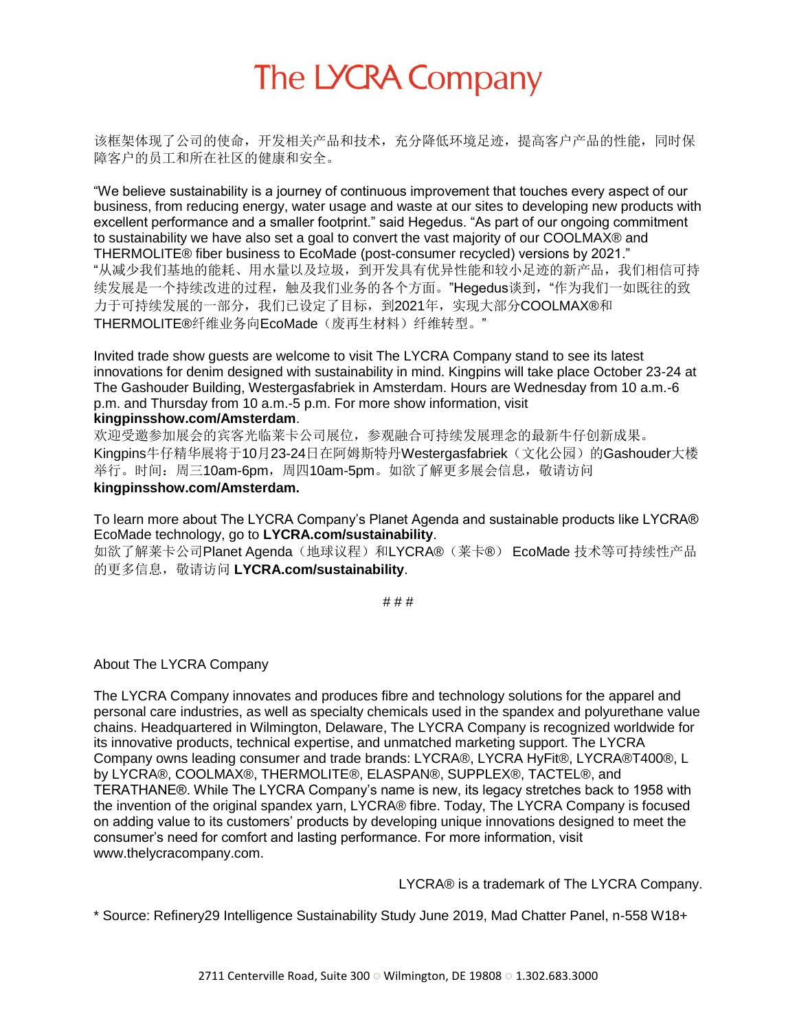该框架体现了公司的使命，开发相关产品和技术，充分降低环境足迹，提高客户产品的性能，同时保障客户的员工和所在社区的健康和安全。

"We believe sustainability is a journey of continuous improvement that touches every aspect of our business, from reducing energy, water usage and waste at our sites to developing new products with excellent performance and a smaller footprint." said Hegedus. "As part of our ongoing commitment to sustainability we have also set a goal to convert the vast majority of our COOLMAX® and THERMOLITE® fiber business to EcoMade (post-consumer recycled) versions by 2021."
"从减少我们基地的能耗、用水量以及垃圾，到开发具有优异性能和较小足迹的新产品，我们相信可持续发展是一个持续改进的过程，触及我们业务的各个方面。"Hegedus谈到，"作为我们一如既往的致力于可持续发展的一部分，我们已设定了目标，到2021年，实现大部分COOLMAX®和THERMOLITE®纤维业务向EcoMade（废再生材料）纤维转型。"

Invited trade show guests are welcome to visit The LYCRA Company stand to see its latest innovations for denim designed with sustainability in mind. Kingpins will take place October 23-24 at The Gashouder Building, Westergasfabriek in Amsterdam. Hours are Wednesday from 10 a.m.-6 p.m. and Thursday from 10 a.m.-5 p.m. For more show information, visit **kingpinsshow.com/Amsterdam**.
欢迎受邀参加展会的宾客光临莱卡公司展位，参观融合可持续发展理念的最新牛仔创新成果。Kingpins牛仔精华展将于10月23-24日在阿姆斯特丹Westergasfabriek（文化公园）的Gashouder大楼举行。时间：周三10am-6pm，周四10am-5pm。如欲了解更多展会信息，敬请访问**kingpinsshow.com/Amsterdam.**

To learn more about The LYCRA Company's Planet Agenda and sustainable products like LYCRA® EcoMade technology, go to **LYCRA.com/sustainability**.
如欲了解莱卡公司Planet Agenda（地球议程）和LYCRA®（莱卡®） EcoMade 技术等可持续性产品的更多信息，敬请访问 **LYCRA.com/sustainability**.

# # #

About The LYCRA Company

The LYCRA Company innovates and produces fibre and technology solutions for the apparel and personal care industries, as well as specialty chemicals used in the spandex and polyurethane value chains. Headquartered in Wilmington, Delaware, The LYCRA Company is recognized worldwide for its innovative products, technical expertise, and unmatched marketing support. The LYCRA Company owns leading consumer and trade brands: LYCRA®, LYCRA HyFit®, LYCRA®T400®, L by LYCRA®, COOLMAX®, THERMOLITE®, ELASPAN®, SUPPLEX®, TACTEL®, and TERATHANE®. While The LYCRA Company's name is new, its legacy stretches back to 1958 with the invention of the original spandex yarn, LYCRA® fibre. Today, The LYCRA Company is focused on adding value to its customers' products by developing unique innovations designed to meet the consumer's need for comfort and lasting performance. For more information, visit www.thelycracompany.com.

LYCRA® is a trademark of The LYCRA Company.

* Source: Refinery29 Intelligence Sustainability Study June 2019, Mad Chatter Panel, n-558 W18+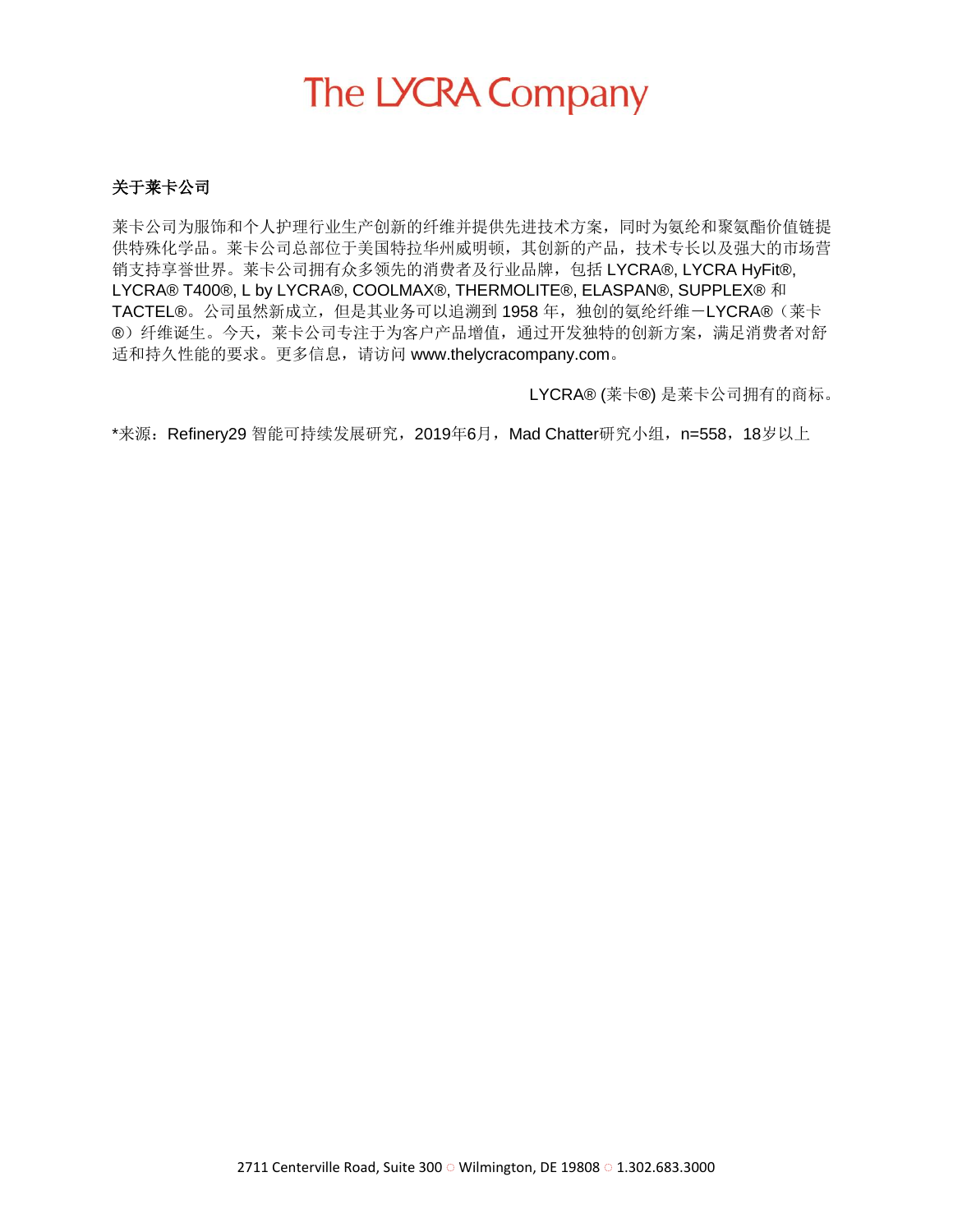The LYCRA Company

**关于莱卡公司**

莱卡公司为服饰和个人护理行业生产创新的纤维并提供先进技术方案，同时为氨纶和聚氨酯价值链提供特殊化学品。莱卡公司总部位于美国特拉华州威明顿，其创新的产品，技术专长以及强大的市场营销支持享誉世界。莱卡公司拥有众多领先的消费者及行业品牌，包括 LYCRA®, LYCRA HyFit®, LYCRA® T400®, L by LYCRA®, COOLMAX®, THERMOLITE®, ELASPAN®, SUPPLEX® 和 TACTEL®。公司虽然新成立，但是其业务可以追溯到 1958 年，独创的氨纶纤维－LYCRA®（莱卡®）纤维诞生。今天，莱卡公司专注于为客户产品增值，通过开发独特的创新方案，满足消费者对舒适和持久性能的要求。更多信息，请访问 www.thelycracompany.com。

LYCRA® (莱卡®) 是莱卡公司拥有的商标。

*来源：Refinery29 智能可持续发展研究，2019年6月，Mad Chatter研究小组，n=558，18岁以上

2711 Centerville Road, Suite 300 ○ Wilmington, DE 19808 ○ 1.302.683.3000